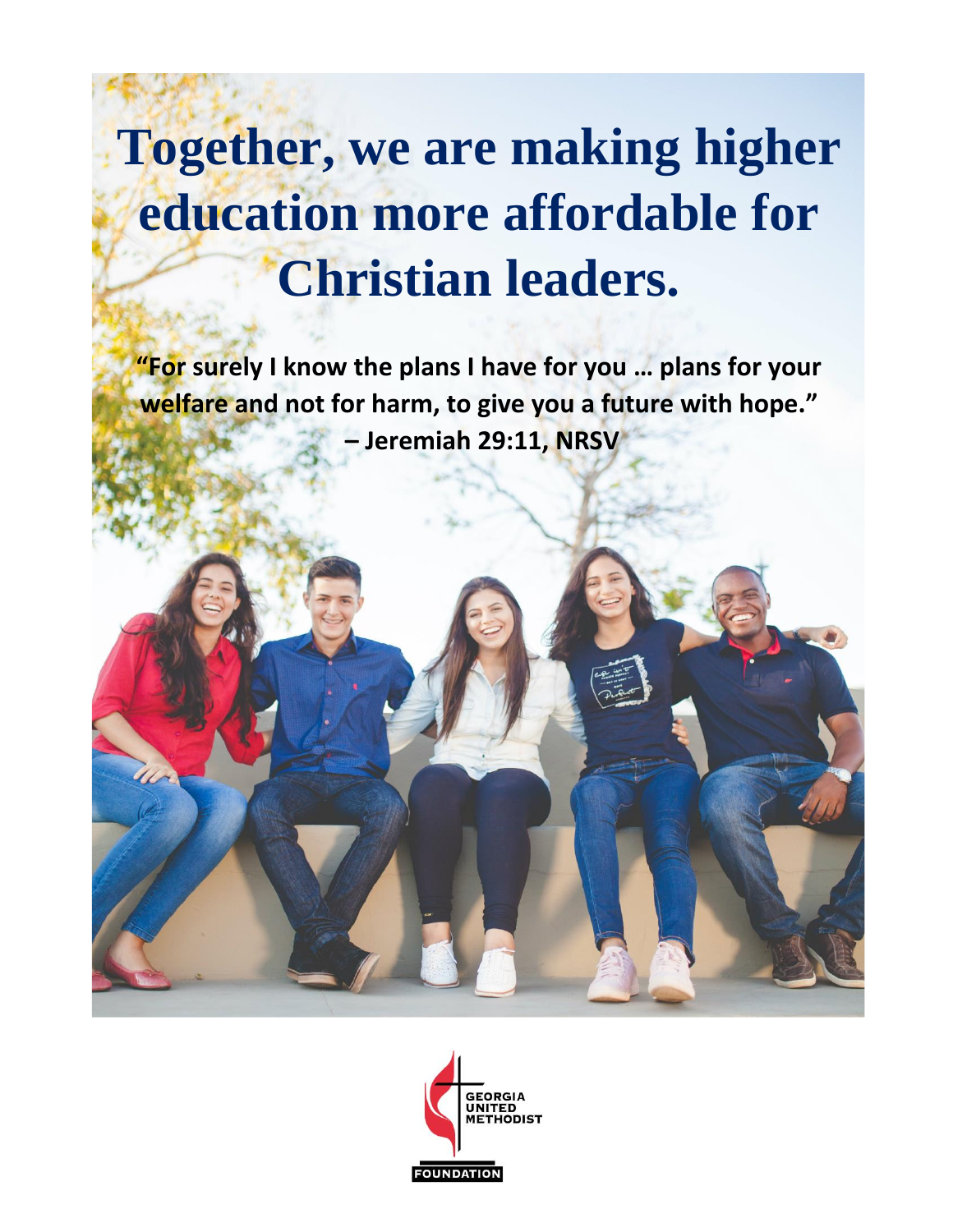# Together, we are making higher education more affordable for Christian leaders.

**"For surely I know the plans I have for you … plans for your welfare and not for harm, to give you a future with hope." – Jeremiah 29:11, NRSV**

GEORGIA UNITED METHODIST FOUNDATION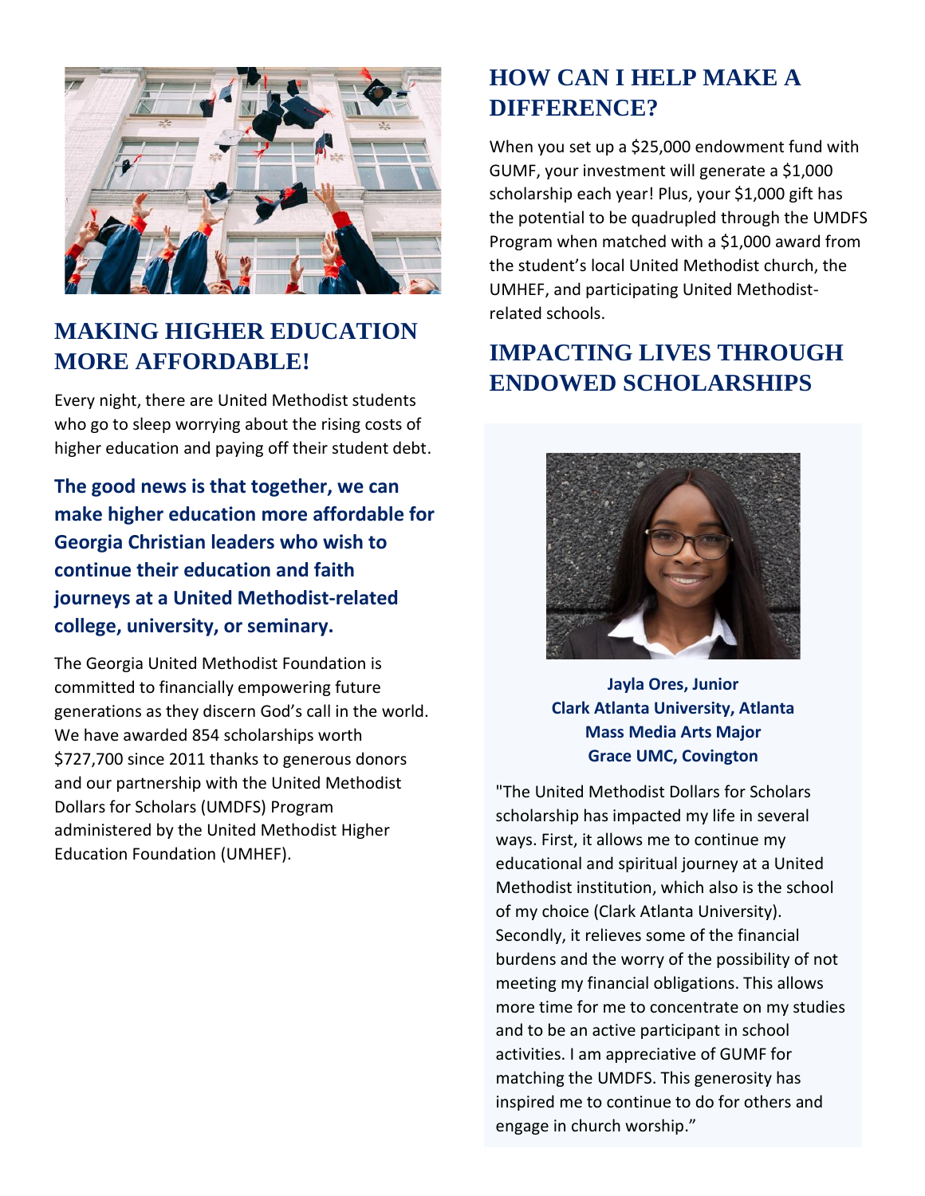## MAKING HIGHER EDUCATION MORE AFFORDABLE!

Every night, there are United Methodist students who go to sleep worrying about the rising costs of higher education and paying off their student debt.

**The good news is that together, we can make higher education more affordable for Georgia Christian leaders who wish to continue their education and faith journeys at a United Methodist-related college, university, or seminary.**

The Georgia United Methodist Foundation is committed to financially empowering future generations as they discern God's call in the world. We have awarded 854 scholarships worth $727,700 since 2011 thanks to generous donors and our partnership with the United Methodist Dollars for Scholars (UMDFS) Program administered by the United Methodist Higher Education Foundation (UMHEF).

## HOW CAN I HELP MAKE A DIFFERENCE?

When you set up a $25,000 endowment fund with GUMF, your investment will generate a $1,000 scholarship each year! Plus, your $1,000 gift has the potential to be quadrupled through the UMDFS Program when matched with a $1,000 award from the student's local United Methodist church, the UMHEF, and participating United Methodist-related schools.

## IMPACTING LIVES THROUGH ENDOWED SCHOLARSHIPS

**Jayla Ores, Junior**
**Clark Atlanta University, Atlanta**
**Mass Media Arts Major**
**Grace UMC, Covington**

"The United Methodist Dollars for Scholars scholarship has impacted my life in several ways. First, it allows me to continue my educational and spiritual journey at a United Methodist institution, which also is the school of my choice (Clark Atlanta University). Secondly, it relieves some of the financial burdens and the worry of the possibility of not meeting my financial obligations. This allows more time for me to concentrate on my studies and to be an active participant in school activities. I am appreciative of GUMF for matching the UMDFS. This generosity has inspired me to continue to do for others and engage in church worship."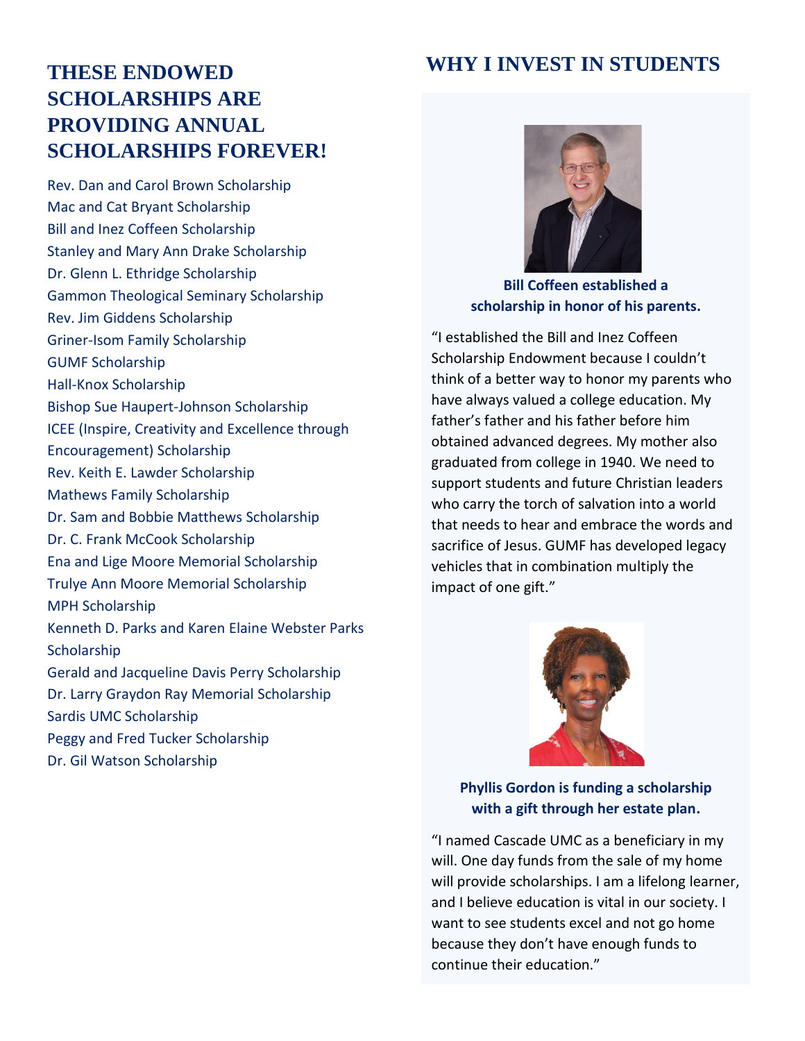## THESE ENDOWED SCHOLARSHIPS ARE PROVIDING ANNUAL SCHOLARSHIPS FOREVER!

Rev. Dan and Carol Brown Scholarship
Mac and Cat Bryant Scholarship
Bill and Inez Coffeen Scholarship
Stanley and Mary Ann Drake Scholarship
Dr. Glenn L. Ethridge Scholarship
Gammon Theological Seminary Scholarship
Rev. Jim Giddens Scholarship
Griner-Isom Family Scholarship
GUMF Scholarship
Hall-Knox Scholarship
Bishop Sue Haupert-Johnson Scholarship
ICEE (Inspire, Creativity and Excellence through Encouragement) Scholarship
Rev. Keith E. Lawder Scholarship
Mathews Family Scholarship
Dr. Sam and Bobbie Matthews Scholarship
Dr. C. Frank McCook Scholarship
Ena and Lige Moore Memorial Scholarship
Trulye Ann Moore Memorial Scholarship
MPH Scholarship
Kenneth D. Parks and Karen Elaine Webster Parks Scholarship
Gerald and Jacqueline Davis Perry Scholarship
Dr. Larry Graydon Ray Memorial Scholarship
Sardis UMC Scholarship
Peggy and Fred Tucker Scholarship
Dr. Gil Watson Scholarship

## WHY I INVEST IN STUDENTS

**Bill Coffeen established a scholarship in honor of his parents.**

"I established the Bill and Inez Coffeen Scholarship Endowment because I couldn't think of a better way to honor my parents who have always valued a college education. My father's father and his father before him obtained advanced degrees. My mother also graduated from college in 1940. We need to support students and future Christian leaders who carry the torch of salvation into a world that needs to hear and embrace the words and sacrifice of Jesus. GUMF has developed legacy vehicles that in combination multiply the impact of one gift."

**Phyllis Gordon is funding a scholarship with a gift through her estate plan.**

"I named Cascade UMC as a beneficiary in my will. One day funds from the sale of my home will provide scholarships. I am a lifelong learner, and I believe education is vital in our society. I want to see students excel and not go home because they don't have enough funds to continue their education."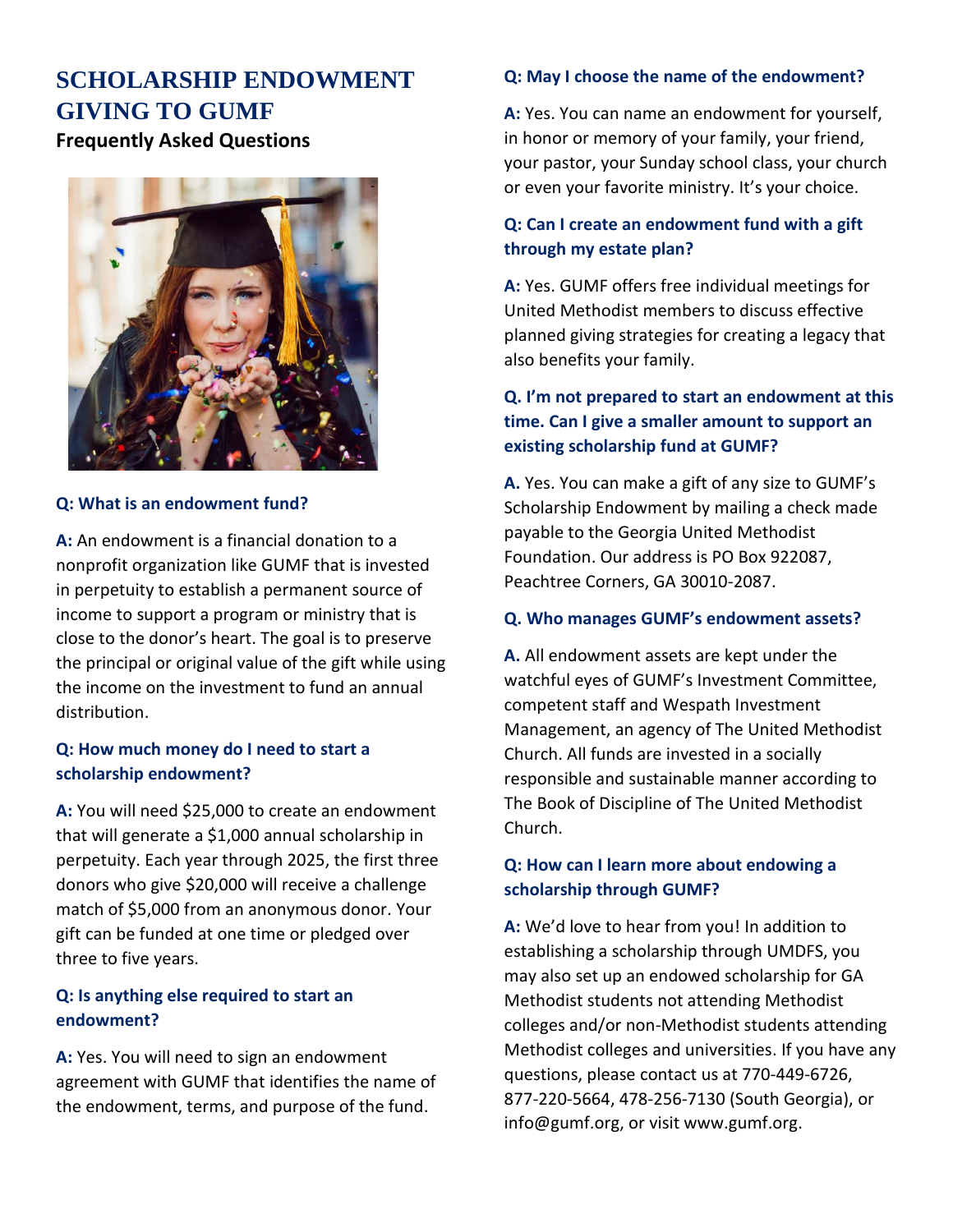# SCHOLARSHIP ENDOWMENT GIVING TO GUMF

## Frequently Asked Questions

### Q: What is an endowment fund?

**A:** An endowment is a financial donation to a nonprofit organization like GUMF that is invested in perpetuity to establish a permanent source of income to support a program or ministry that is close to the donor's heart. The goal is to preserve the principal or original value of the gift while using the income on the investment to fund an annual distribution.

### Q: How much money do I need to start a scholarship endowment?

**A:** You will need $25,000 to create an endowment that will generate a $1,000 annual scholarship in perpetuity. Each year through 2025, the first three donors who give $20,000 will receive a challenge match of $5,000 from an anonymous donor. Your gift can be funded at one time or pledged over three to five years.

### Q: Is anything else required to start an endowment?

**A:** Yes. You will need to sign an endowment agreement with GUMF that identifies the name of the endowment, terms, and purpose of the fund.

### Q: May I choose the name of the endowment?

**A:** Yes. You can name an endowment for yourself, in honor or memory of your family, your friend, your pastor, your Sunday school class, your church or even your favorite ministry. It's your choice.

### Q: Can I create an endowment fund with a gift through my estate plan?

**A:** Yes. GUMF offers free individual meetings for United Methodist members to discuss effective planned giving strategies for creating a legacy that also benefits your family.

### Q. I'm not prepared to start an endowment at this time. Can I give a smaller amount to support an existing scholarship fund at GUMF?

**A.** Yes. You can make a gift of any size to GUMF's Scholarship Endowment by mailing a check made payable to the Georgia United Methodist Foundation. Our address is PO Box 922087, Peachtree Corners, GA 30010-2087.

### Q. Who manages GUMF's endowment assets?

**A.** All endowment assets are kept under the watchful eyes of GUMF's Investment Committee, competent staff and Wespath Investment Management, an agency of The United Methodist Church. All funds are invested in a socially responsible and sustainable manner according to The Book of Discipline of The United Methodist Church.

### Q: How can I learn more about endowing a scholarship through GUMF?

**A:** We'd love to hear from you! In addition to establishing a scholarship through UMDFS, you may also set up an endowed scholarship for GA Methodist students not attending Methodist colleges and/or non-Methodist students attending Methodist colleges and universities. If you have any questions, please contact us at 770-449-6726, 877-220-5664, 478-256-7130 (South Georgia), or info@gumf.org, or visit www.gumf.org.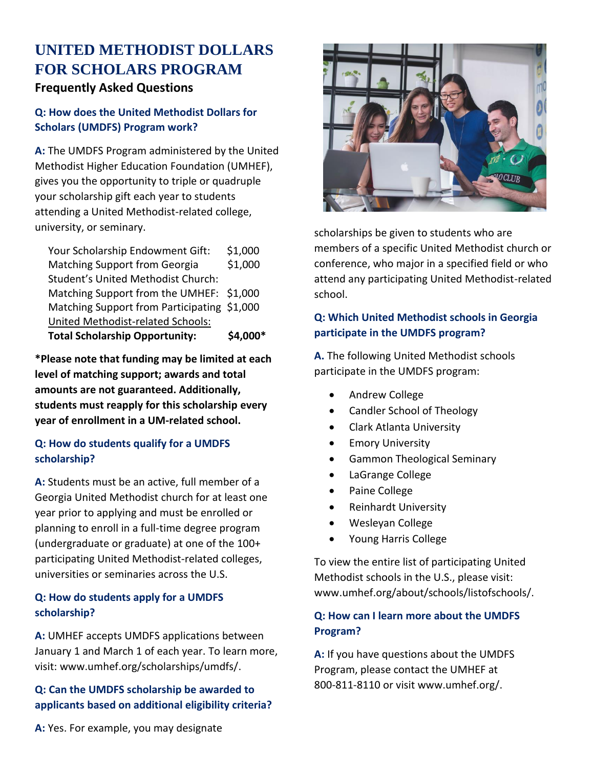# UNITED METHODIST DOLLARS FOR SCHOLARS PROGRAM

## Frequently Asked Questions

### Q: How does the United Methodist Dollars for Scholars (UMDFS) Program work?

**A:** The UMDFS Program administered by the United Methodist Higher Education Foundation (UMHEF), gives you the opportunity to triple or quadruple your scholarship gift each year to students attending a United Methodist-related college, university, or seminary.

| | |
|---|---|
| Your Scholarship Endowment Gift: | $1,000 |
| Matching Support from Georgia Student's United Methodist Church: | $1,000 |
| Matching Support from the UMHEF: | $1,000 |
| Matching Support from Participating United Methodist-related Schools: | $1,000 |
| **Total Scholarship Opportunity:** | **$4,000*** |

**\*Please note that funding may be limited at each level of matching support; awards and total amounts are not guaranteed. Additionally, students must reapply for this scholarship every year of enrollment in a UM-related school.**

### Q: How do students qualify for a UMDFS scholarship?

**A:** Students must be an active, full member of a Georgia United Methodist church for at least one year prior to applying and must be enrolled or planning to enroll in a full-time degree program (undergraduate or graduate) at one of the 100+ participating United Methodist-related colleges, universities or seminaries across the U.S.

### Q: How do students apply for a UMDFS scholarship?

**A:** UMHEF accepts UMDFS applications between January 1 and March 1 of each year. To learn more, visit: www.umhef.org/scholarships/umdfs/.

### Q: Can the UMDFS scholarship be awarded to applicants based on additional eligibility criteria?

**A:** Yes. For example, you may designate scholarships be given to students who are members of a specific United Methodist church or conference, who major in a specified field or who attend any participating United Methodist-related school.

### Q: Which United Methodist schools in Georgia participate in the UMDFS program?

**A.** The following United Methodist schools participate in the UMDFS program:

- Andrew College
- Candler School of Theology
- Clark Atlanta University
- Emory University
- Gammon Theological Seminary
- LaGrange College
- Paine College
- Reinhardt University
- Wesleyan College
- Young Harris College

To view the entire list of participating United Methodist schools in the U.S., please visit: www.umhef.org/about/schools/listofschools/.

### Q: How can I learn more about the UMDFS Program?

**A:** If you have questions about the UMDFS Program, please contact the UMHEF at 800-811-8110 or visit www.umhef.org/.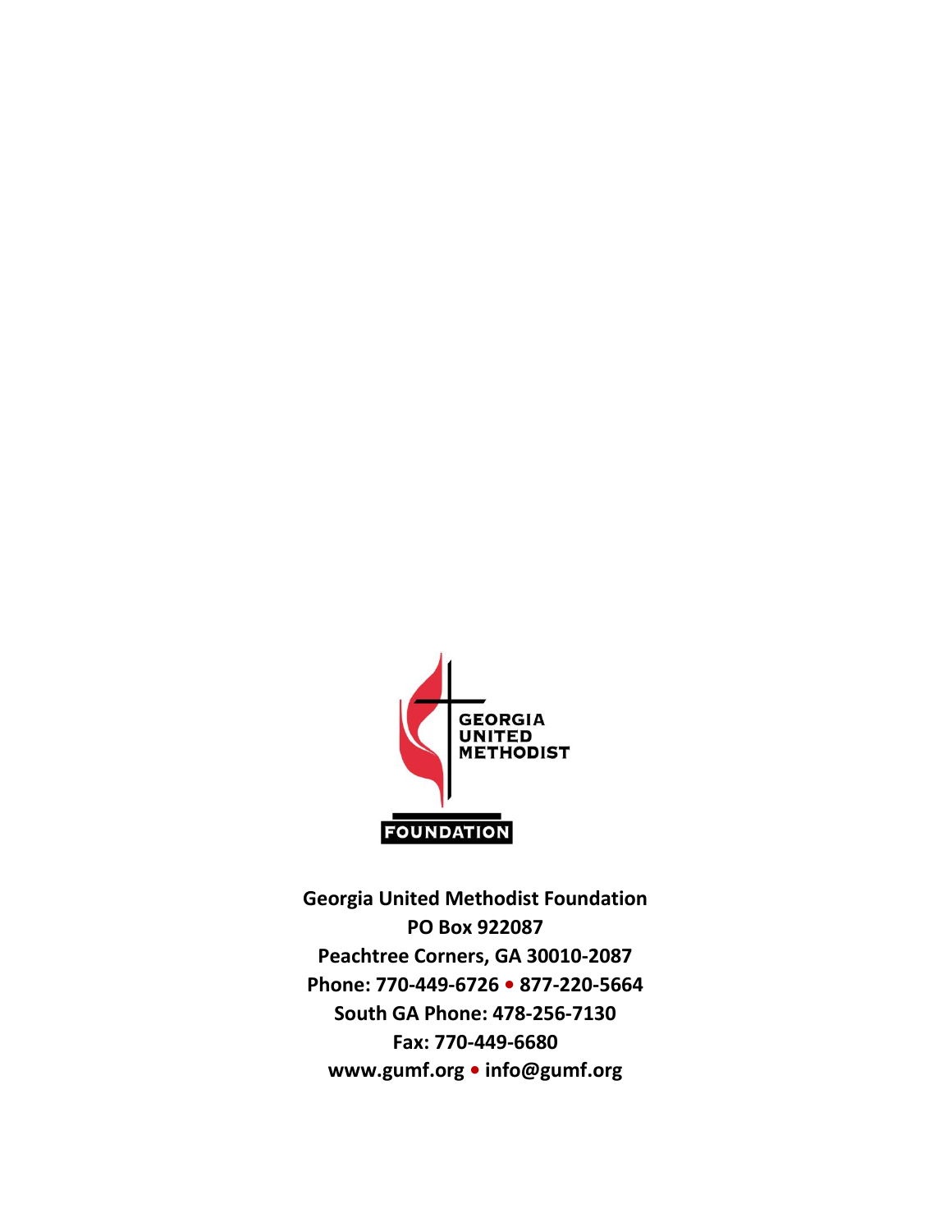GEORGIA
UNITED
METHODIST

FOUNDATION

**Georgia United Methodist Foundation**
**PO Box 922087**
**Peachtree Corners, GA 30010-2087**
**Phone: 770-449-6726 • 877-220-5664**
**South GA Phone: 478-256-7130**
**Fax: 770-449-6680**
**www.gumf.org • info@gumf.org**